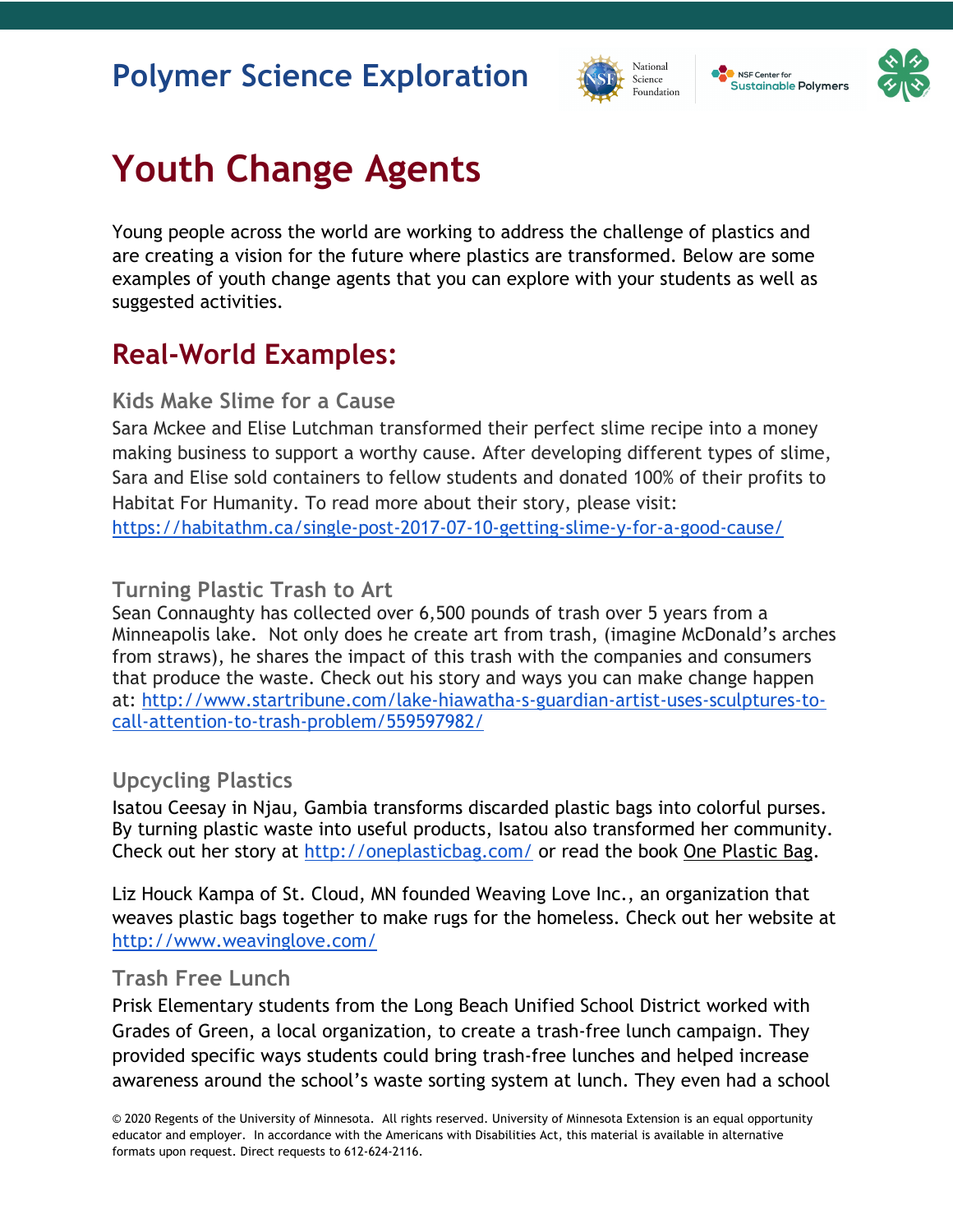# Polymer Science Exploration

# Youth Change Agents

Young people across the world are working to address the challenge of plastics and are creating a vision for the future where plastics are transformed. Below are some examples of youth change agents that you can explore with your students as well as suggested activities.

## Real-World Examples:

### Kids Make Slime for a Cause

Sara Mckee and Elise Lutchman transformed their perfect slime recipe into a money making business to support a worthy cause. After developing different types of slime, Sara and Elise sold containers to fellow students and donated 100% of their profits to Habitat For Humanity. To read more about their story, please visit: https://habitathm.ca/single-post-2017-07-10-getting-slime-y-for-a-good-cause/

### Turning Plastic Trash to Art

Sean Connaughty has collected over 6,500 pounds of trash over 5 years from a Minneapolis lake. Not only does he create art from trash, (imagine McDonald's arches from straws), he shares the impact of this trash with the companies and consumers that produce the waste. Check out his story and ways you can make change happen at: http://www.startribune.com/lake-hiawatha-s-guardian-artist-uses-sculptures-to-call-attention-to-trash-problem/559597982/

### Upcycling Plastics

Isatou Ceesay in Njau, Gambia transforms discarded plastic bags into colorful purses. By turning plastic waste into useful products, Isatou also transformed her community. Check out her story at http://oneplasticbag.com/ or read the book One Plastic Bag.

Liz Houck Kampa of St. Cloud, MN founded Weaving Love Inc., an organization that weaves plastic bags together to make rugs for the homeless. Check out her website at http://www.weavinglove.com/

### Trash Free Lunch

Prisk Elementary students from the Long Beach Unified School District worked with Grades of Green, a local organization, to create a trash-free lunch campaign. They provided specific ways students could bring trash-free lunches and helped increase awareness around the school's waste sorting system at lunch. They even had a school

© 2020 Regents of the University of Minnesota. All rights reserved. University of Minnesota Extension is an equal opportunity educator and employer. In accordance with the Americans with Disabilities Act, this material is available in alternative formats upon request. Direct requests to 612-624-2116.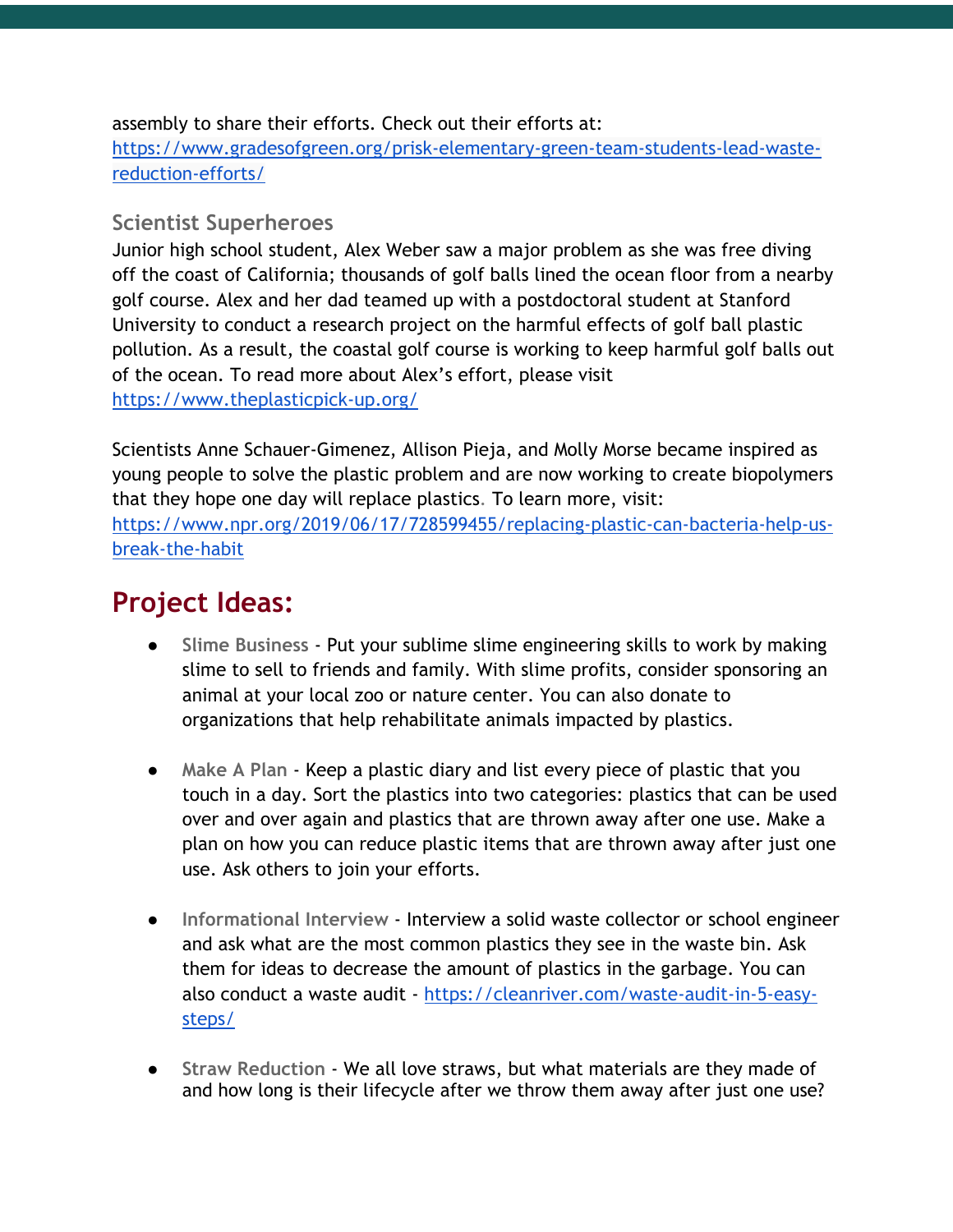assembly to share their efforts. Check out their efforts at: [https://www.gradesofgreen.org/prisk-elementary-green-team-students-lead-waste-reduction-efforts/](https://www.gradesofgreen.org/prisk-elementary-green-team-students-lead-waste-reduction-efforts/)

### Scientist Superheroes

Junior high school student, Alex Weber saw a major problem as she was free diving off the coast of California; thousands of golf balls lined the ocean floor from a nearby golf course. Alex and her dad teamed up with a postdoctoral student at Stanford University to conduct a research project on the harmful effects of golf ball plastic pollution. As a result, the coastal golf course is working to keep harmful golf balls out of the ocean. To read more about Alex's effort, please visit [https://www.theplasticpick-up.org/](https://www.theplasticpick-up.org/)

Scientists Anne Schauer-Gimenez, Allison Pieja, and Molly Morse became inspired as young people to solve the plastic problem and are now working to create biopolymers that they hope one day will replace plastics. To learn more, visit: [https://www.npr.org/2019/06/17/728599455/replacing-plastic-can-bacteria-help-us-break-the-habit](https://www.npr.org/2019/06/17/728599455/replacing-plastic-can-bacteria-help-us-break-the-habit)

## Project Ideas:

- **Slime Business** - Put your sublime slime engineering skills to work by making slime to sell to friends and family. With slime profits, consider sponsoring an animal at your local zoo or nature center. You can also donate to organizations that help rehabilitate animals impacted by plastics.

- **Make A Plan** - Keep a plastic diary and list every piece of plastic that you touch in a day. Sort the plastics into two categories: plastics that can be used over and over again and plastics that are thrown away after one use. Make a plan on how you can reduce plastic items that are thrown away after just one use. Ask others to join your efforts.

- **Informational Interview** - Interview a solid waste collector or school engineer and ask what are the most common plastics they see in the waste bin. Ask them for ideas to decrease the amount of plastics in the garbage. You can also conduct a waste audit - [https://cleanriver.com/waste-audit-in-5-easy-steps/](https://cleanriver.com/waste-audit-in-5-easy-steps/)

- **Straw Reduction** - We all love straws, but what materials are they made of and how long is their lifecycle after we throw them away after just one use?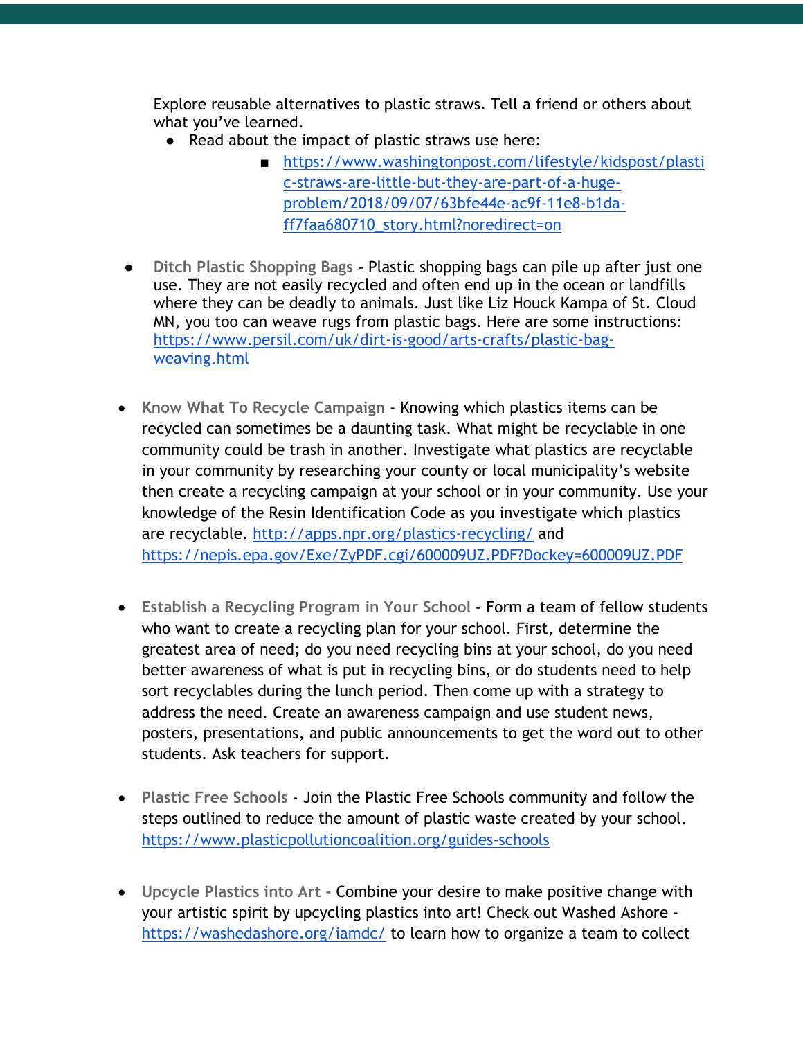Explore reusable alternatives to plastic straws. Tell a friend or others about what you've learned.

- Read about the impact of plastic straws use here:
    - https://www.washingtonpost.com/lifestyle/kidspost/plastic-straws-are-little-but-they-are-part-of-a-huge-problem/2018/09/07/63bfe44e-ac9f-11e8-b1da-ff7faa680710_story.html?noredirect=on

- **Ditch Plastic Shopping Bags** - Plastic shopping bags can pile up after just one use. They are not easily recycled and often end up in the ocean or landfills where they can be deadly to animals. Just like Liz Houck Kampa of St. Cloud MN, you too can weave rugs from plastic bags. Here are some instructions: https://www.persil.com/uk/dirt-is-good/arts-crafts/plastic-bag-weaving.html

- **Know What To Recycle Campaign** - Knowing which plastics items can be recycled can sometimes be a daunting task. What might be recyclable in one community could be trash in another. Investigate what plastics are recyclable in your community by researching your county or local municipality's website then create a recycling campaign at your school or in your community. Use your knowledge of the Resin Identification Code as you investigate which plastics are recyclable. http://apps.npr.org/plastics-recycling/ and https://nepis.epa.gov/Exe/ZyPDF.cgi/600009UZ.PDF?Dockey=600009UZ.PDF

- **Establish a Recycling Program in Your School** - Form a team of fellow students who want to create a recycling plan for your school. First, determine the greatest area of need; do you need recycling bins at your school, do you need better awareness of what is put in recycling bins, or do students need to help sort recyclables during the lunch period. Then come up with a strategy to address the need. Create an awareness campaign and use student news, posters, presentations, and public announcements to get the word out to other students. Ask teachers for support.

- **Plastic Free Schools** - Join the Plastic Free Schools community and follow the steps outlined to reduce the amount of plastic waste created by your school. https://www.plasticpollutioncoalition.org/guides-schools

- **Upcycle Plastics into Art** - Combine your desire to make positive change with your artistic spirit by upcycling plastics into art! Check out Washed Ashore - https://washedashore.org/iamdc/ to learn how to organize a team to collect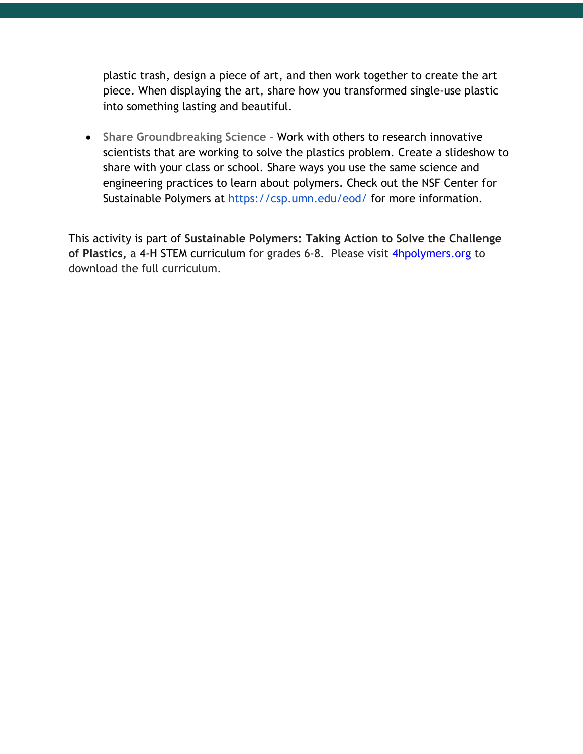plastic trash, design a piece of art, and then work together to create the art piece. When displaying the art, share how you transformed single-use plastic into something lasting and beautiful.

- **Share Groundbreaking Science -** Work with others to research innovative scientists that are working to solve the plastics problem. Create a slideshow to share with your class or school. Share ways you use the same science and engineering practices to learn about polymers. Check out the NSF Center for Sustainable Polymers at [https://csp.umn.edu/eod/](https://csp.umn.edu/eod/) for more information.

This activity is part of **Sustainable Polymers: Taking Action to Solve the Challenge of Plastics,** a 4-H STEM curriculum for grades 6-8. Please visit [4hpolymers.org](4hpolymers.org) to download the full curriculum.